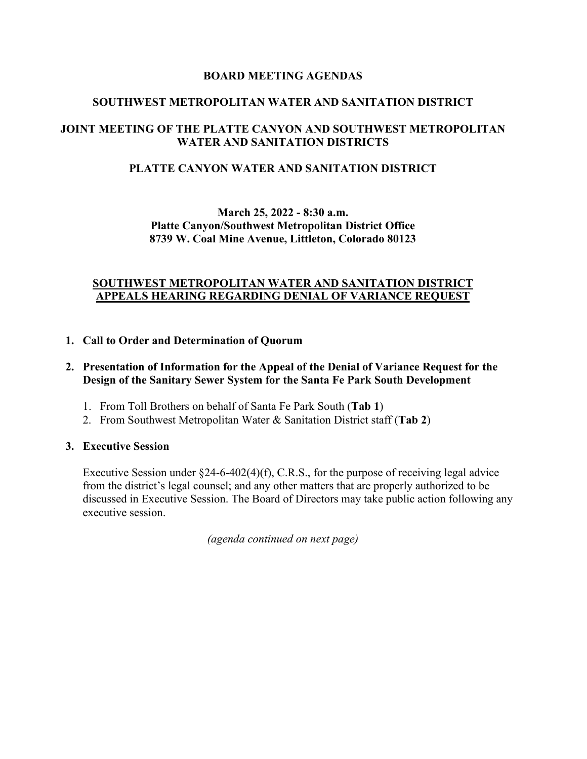# BOARD MEETING AGENDAS

## SOUTHWEST METROPOLITAN WATER AND SANITATION DISTRICT

## JOINT MEETING OF THE PLATTE CANYON AND SOUTHWEST METROPOLITAN WATER AND SANITATION DISTRICTS

## PLATTE CANYON WATER AND SANITATION DISTRICT

**March 25, 2022 - 8:30 a.m.**
**Platte Canyon/Southwest Metropolitan District Office**
**8739 W. Coal Mine Avenue, Littleton, Colorado 80123**

## SOUTHWEST METROPOLITAN WATER AND SANITATION DISTRICT APPEALS HEARING REGARDING DENIAL OF VARIANCE REQUEST

1. **Call to Order and Determination of Quorum**

2. **Presentation of Information for the Appeal of the Denial of Variance Request for the Design of the Sanitary Sewer System for the Santa Fe Park South Development**

   1. From Toll Brothers on behalf of Santa Fe Park South (**Tab 1**)
   2. From Southwest Metropolitan Water & Sanitation District staff (**Tab 2**)

3. **Executive Session**

   Executive Session under §24-6-402(4)(f), C.R.S., for the purpose of receiving legal advice from the district's legal counsel; and any other matters that are properly authorized to be discussed in Executive Session. The Board of Directors may take public action following any executive session.

*(agenda continued on next page)*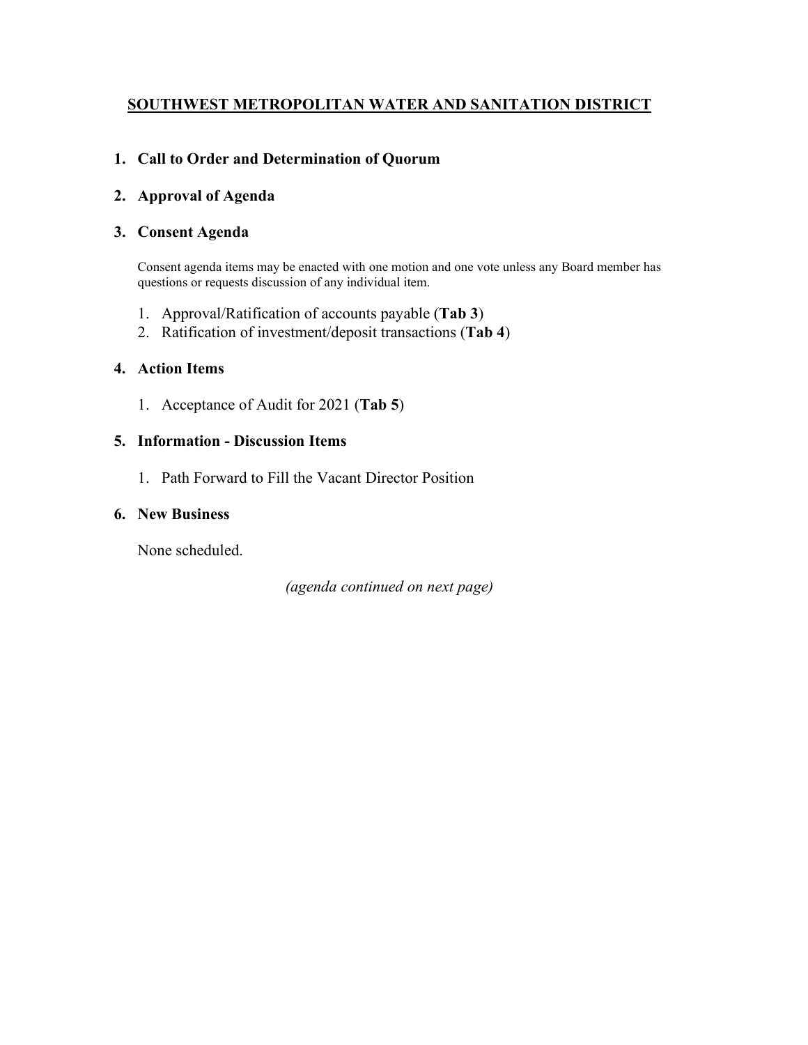## <u>SOUTHWEST METROPOLITAN WATER AND SANITATION DISTRICT</u>

### 1. Call to Order and Determination of Quorum

### 2. Approval of Agenda

### 3. Consent Agenda

Consent agenda items may be enacted with one motion and one vote unless any Board member has questions or requests discussion of any individual item.

1. Approval/Ratification of accounts payable (**Tab 3**)
2. Ratification of investment/deposit transactions (**Tab 4**)

### 4. Action Items

1. Acceptance of Audit for 2021 (**Tab 5**)

### 5. Information - Discussion Items

1. Path Forward to Fill the Vacant Director Position

### 6. New Business

None scheduled.

*(agenda continued on next page)*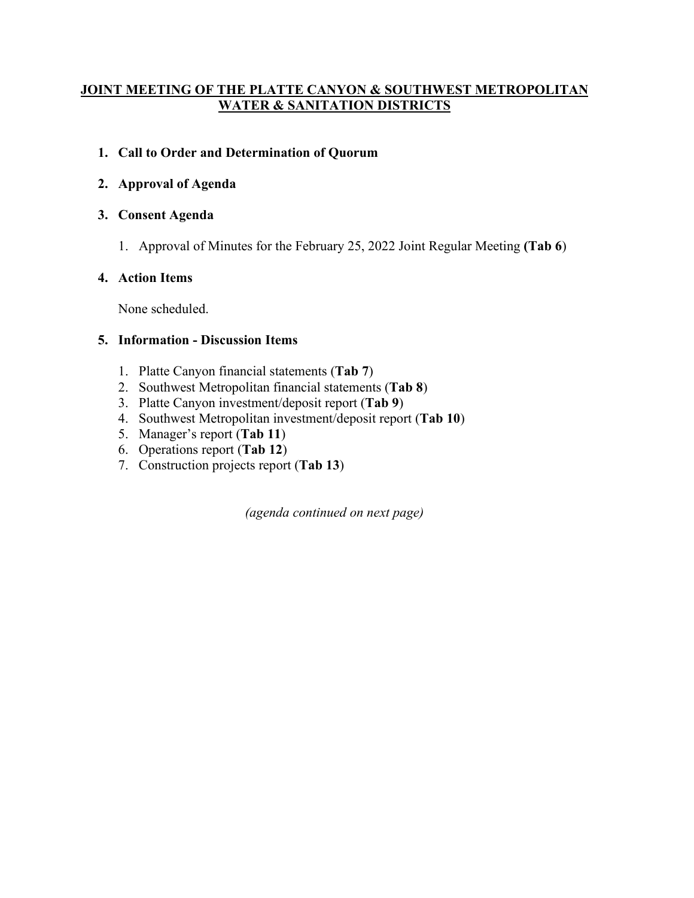# JOINT MEETING OF THE PLATTE CANYON & SOUTHWEST METROPOLITAN WATER & SANITATION DISTRICTS

1. **Call to Order and Determination of Quorum**

2. **Approval of Agenda**

3. **Consent Agenda**

    1. Approval of Minutes for the February 25, 2022 Joint Regular Meeting **(Tab 6**)

4. **Action Items**

    None scheduled.

5. **Information - Discussion Items**

    1. Platte Canyon financial statements (**Tab 7**)
    2. Southwest Metropolitan financial statements (**Tab 8**)
    3. Platte Canyon investment/deposit report (**Tab 9**)
    4. Southwest Metropolitan investment/deposit report (**Tab 10**)
    5. Manager's report (**Tab 11**)
    6. Operations report (**Tab 12**)
    7. Construction projects report (**Tab 13**)

*(agenda continued on next page)*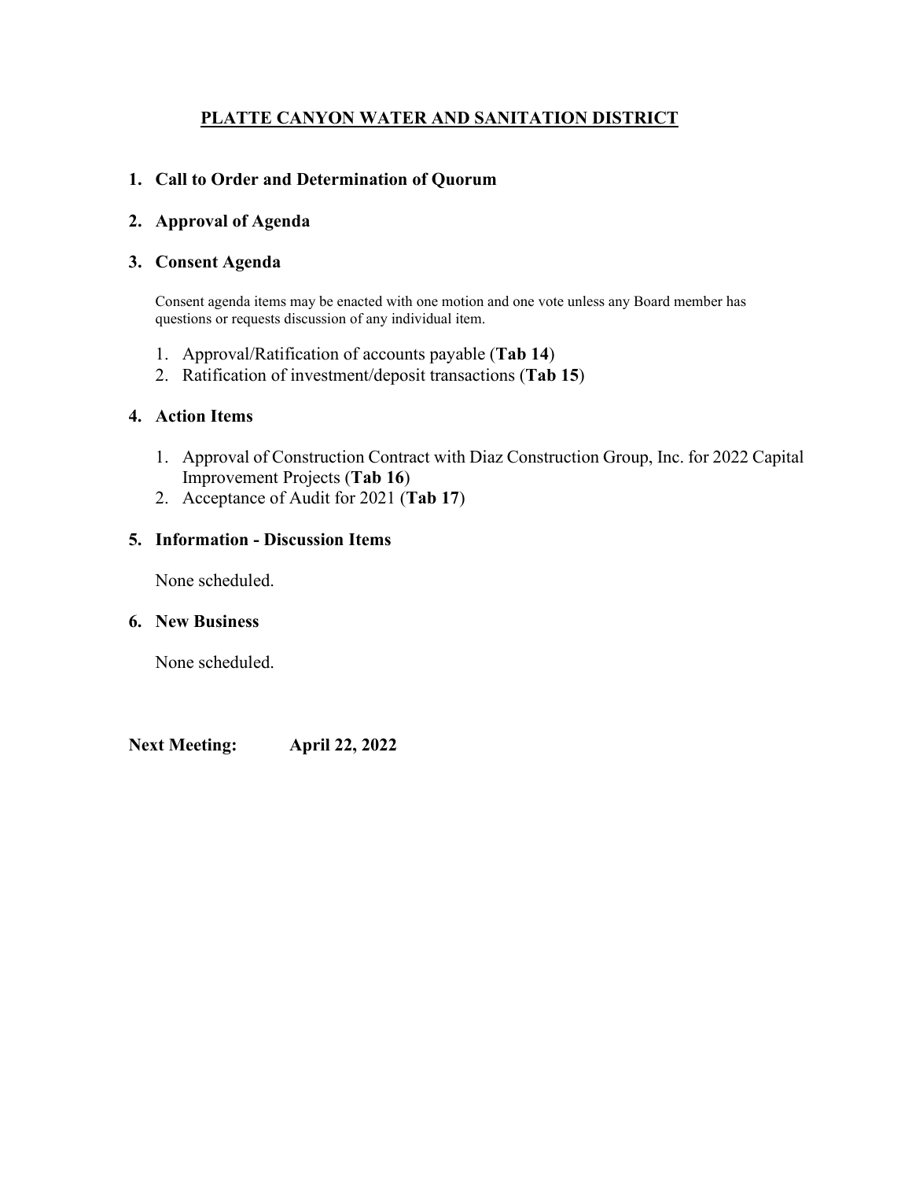# PLATTE CANYON WATER AND SANITATION DISTRICT

1. **Call to Order and Determination of Quorum**

2. **Approval of Agenda**

3. **Consent Agenda**

   Consent agenda items may be enacted with one motion and one vote unless any Board member has questions or requests discussion of any individual item.

   1. Approval/Ratification of accounts payable (**Tab 14**)
   2. Ratification of investment/deposit transactions (**Tab 15**)

4. **Action Items**

   1. Approval of Construction Contract with Diaz Construction Group, Inc. for 2022 Capital Improvement Projects (**Tab 16**)
   2. Acceptance of Audit for 2021 (**Tab 17**)

5. **Information - Discussion Items**

   None scheduled.

6. **New Business**

   None scheduled.

**Next Meeting:** **April 22, 2022**